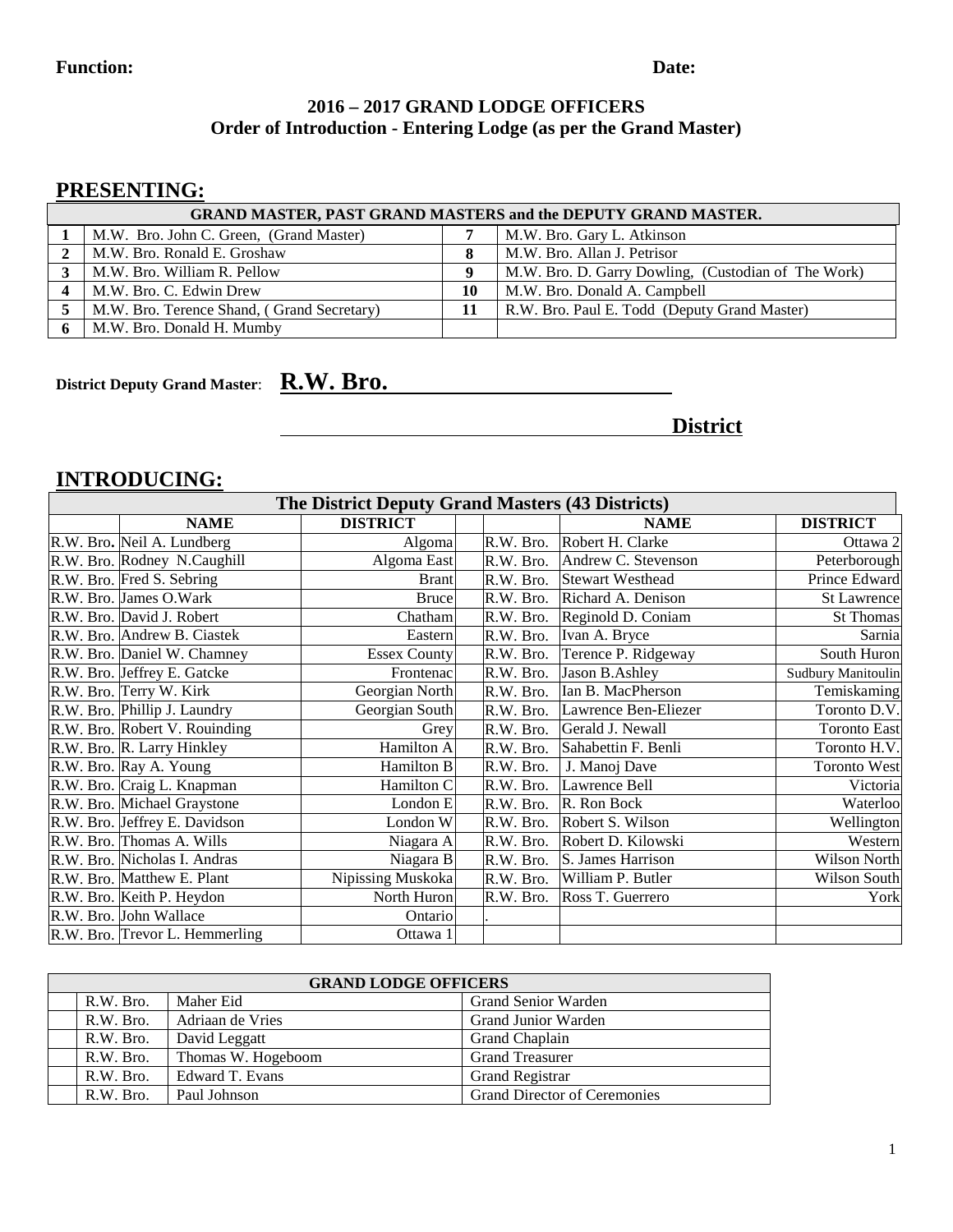**Function:** **Date:**

### 2016 – 2017 GRAND LODGE OFFICERS
### Order of Introduction - Entering Lodge (as per the Grand Master)

## PRESENTING:

| GRAND MASTER, PAST GRAND MASTERS and the DEPUTY GRAND MASTER. | | | |
|---|---|---|---|
| 1 | M.W. Bro. John C. Green, (Grand Master) | 7 | M.W. Bro. Gary L. Atkinson |
| 2 | M.W. Bro. Ronald E. Groshaw | 8 | M.W. Bro. Allan J. Petrisor |
| 3 | M.W. Bro. William R. Pellow | 9 | M.W. Bro. D. Garry Dowling, (Custodian of The Work) |
| 4 | M.W. Bro. C. Edwin Drew | 10 | M.W. Bro. Donald A. Campbell |
| 5 | M.W. Bro. Terence Shand, ( Grand Secretary) | 11 | R.W. Bro. Paul E. Todd (Deputy Grand Master) |
| 6 | M.W. Bro. Donald H. Mumby | | |

**District Deputy Grand Master**: **R.W. Bro. ______________________**

**______________________ District**

## INTRODUCING:

| The District Deputy Grand Masters (43 Districts) | | | | | | |
|---|---|---|---|---|---|---|
| | **NAME** | **DISTRICT** | | | **NAME** | **DISTRICT** |
| R.W. Bro. | Neil A. Lundberg | Algoma | | R.W. Bro. | Robert H. Clarke | Ottawa 2 |
| R.W. Bro. | Rodney N.Caughill | Algoma East | | R.W. Bro. | Andrew C. Stevenson | Peterborough |
| R.W. Bro. | Fred S. Sebring | Brant | | R.W. Bro. | Stewart Westhead | Prince Edward |
| R.W. Bro. | James O.Wark | Bruce | | R.W. Bro. | Richard A. Denison | St Lawrence |
| R.W. Bro. | David J. Robert | Chatham | | R.W. Bro. | Reginold D. Coniam | St Thomas |
| R.W. Bro. | Andrew B. Ciastek | Eastern | | R.W. Bro. | Ivan A. Bryce | Sarnia |
| R.W. Bro. | Daniel W. Chamney | Essex County | | R.W. Bro. | Terence P. Ridgeway | South Huron |
| R.W. Bro. | Jeffrey E. Gatcke | Frontenac | | R.W. Bro. | Jason B.Ashley | Sudbury Manitoulin |
| R.W. Bro. | Terry W. Kirk | Georgian North | | R.W. Bro. | Ian B. MacPherson | Temiskaming |
| R.W. Bro. | Phillip J. Laundry | Georgian South | | R.W. Bro. | Lawrence Ben-Eliezer | Toronto D.V. |
| R.W. Bro. | Robert V. Rouinding | Grey | | R.W. Bro. | Gerald J. Newall | Toronto East |
| R.W. Bro. | R. Larry Hinkley | Hamilton A | | R.W. Bro. | Sahabettin F. Benli | Toronto H.V. |
| R.W. Bro. | Ray A. Young | Hamilton B | | R.W. Bro. | J. Manoj Dave | Toronto West |
| R.W. Bro. | Craig L. Knapman | Hamilton C | | R.W. Bro. | Lawrence Bell | Victoria |
| R.W. Bro. | Michael Graystone | London E | | R.W. Bro. | R. Ron Bock | Waterloo |
| R.W. Bro. | Jeffrey E. Davidson | London W | | R.W. Bro. | Robert S. Wilson | Wellington |
| R.W. Bro. | Thomas A. Wills | Niagara A | | R.W. Bro. | Robert D. Kilowski | Western |
| R.W. Bro. | Nicholas I. Andras | Niagara B | | R.W. Bro. | S. James Harrison | Wilson North |
| R.W. Bro. | Matthew E. Plant | Nipissing Muskoka | | R.W. Bro. | William P. Butler | Wilson South |
| R.W. Bro. | Keith P. Heydon | North Huron | | R.W. Bro. | Ross T. Guerrero | York |
| R.W. Bro. | John Wallace | Ontario | . | | | |
| R.W. Bro. | Trevor L. Hemmerling | Ottawa 1 | | | | |

| GRAND LODGE OFFICERS | | | |
|---|---|---|---|
| | R.W. Bro. | Maher Eid | Grand Senior Warden |
| | R.W. Bro. | Adriaan de Vries | Grand Junior Warden |
| | R.W. Bro. | David Leggatt | Grand Chaplain |
| | R.W. Bro. | Thomas W. Hogeboom | Grand Treasurer |
| | R.W. Bro. | Edward T. Evans | Grand Registrar |
| | R.W. Bro. | Paul Johnson | Grand Director of Ceremonies |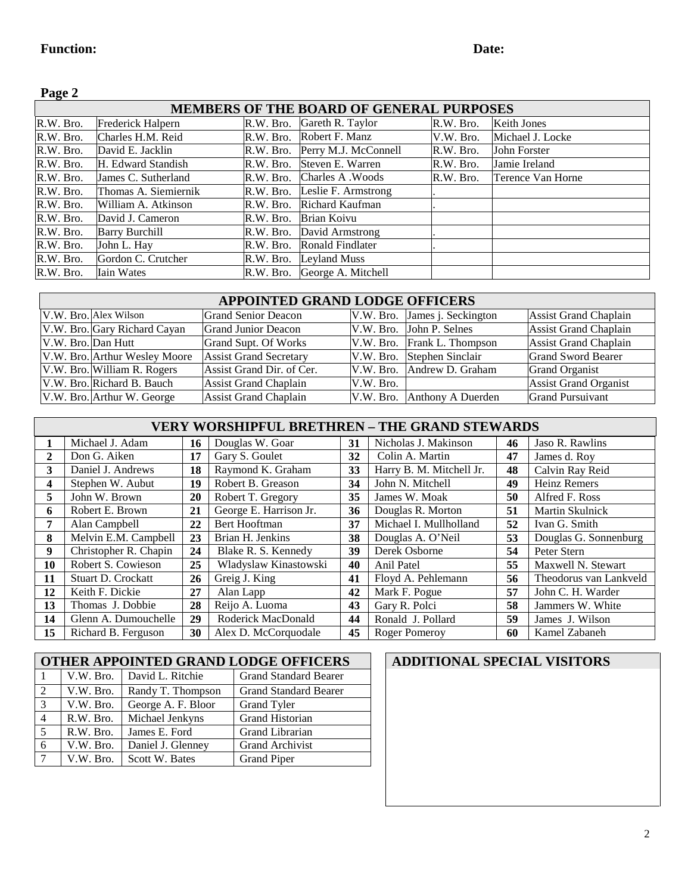**Function:** **Date:**

**Page 2**

| MEMBERS OF THE BOARD OF GENERAL PURPOSES | | | | | |
|---|---|---|---|---|---|
| R.W. Bro. | Frederick Halpern | R.W. Bro. | Gareth R. Taylor | R.W. Bro. | Keith Jones |
| R.W. Bro. | Charles H.M. Reid | R.W. Bro. | Robert F. Manz | V.W. Bro. | Michael J. Locke |
| R.W. Bro. | David E. Jacklin | R.W. Bro. | Perry M.J. McConnell | R.W. Bro. | John Forster |
| R.W. Bro. | H. Edward Standish | R.W. Bro. | Steven E. Warren | R.W. Bro. | Jamie Ireland |
| R.W. Bro. | James C. Sutherland | R.W. Bro. | Charles A .Woods | R.W. Bro. | Terence Van Horne |
| R.W. Bro. | Thomas A. Siemiernik | R.W. Bro. | Leslie F. Armstrong | . | |
| R.W. Bro. | William A. Atkinson | R.W. Bro. | Richard Kaufman | . | |
| R.W. Bro. | David J. Cameron | R.W. Bro. | Brian Koivu | | |
| R.W. Bro. | Barry Burchill | R.W. Bro. | David Armstrong | . | |
| R.W. Bro. | John L. Hay | R.W. Bro. | Ronald Findlater | . | |
| R.W. Bro. | Gordon C. Crutcher | R.W. Bro. | Leyland Muss | | |
| R.W. Bro. | Iain Wates | R.W. Bro. | George A. Mitchell | | |

| APPOINTED GRAND LODGE OFFICERS | | | | |
|---|---|---|---|---|
| V.W. Bro. Alex Wilson | Grand Senior Deacon | V.W. Bro. | James j. Seckington | Assist Grand Chaplain |
| V.W. Bro. Gary Richard Cayan | Grand Junior Deacon | V.W. Bro. | John P. Selnes | Assist Grand Chaplain |
| V.W. Bro. Dan Hutt | Grand Supt. Of Works | V.W. Bro. | Frank L. Thompson | Assist Grand Chaplain |
| V.W. Bro. Arthur Wesley Moore | Assist Grand Secretary | V.W. Bro. | Stephen Sinclair | Grand Sword Bearer |
| V.W. Bro. William R. Rogers | Assist Grand Dir. of Cer. | V.W. Bro. | Andrew D. Graham | Grand Organist |
| V.W. Bro. Richard B. Bauch | Assist Grand Chaplain | V.W. Bro. | | Assist Grand Organist |
| V.W. Bro. Arthur W. George | Assist Grand Chaplain | V.W. Bro. | Anthony A Duerden | Grand Pursuivant |

| VERY WORSHIPFUL BRETHREN – THE GRAND STEWARDS | | | | | | | |
|---|---|---|---|---|---|---|---|
| **1** | Michael J. Adam | **16** | Douglas W. Goar | **31** | Nicholas J. Makinson | **46** | Jaso R. Rawlins |
| **2** | Don G. Aiken | **17** | Gary S. Goulet | **32** | Colin A. Martin | **47** | James d. Roy |
| **3** | Daniel J. Andrews | **18** | Raymond K. Graham | **33** | Harry B. M. Mitchell Jr. | **48** | Calvin Ray Reid |
| **4** | Stephen W. Aubut | **19** | Robert B. Greason | **34** | John N. Mitchell | **49** | Heinz Remers |
| **5** | John W. Brown | **20** | Robert T. Gregory | **35** | James W. Moak | **50** | Alfred F. Ross |
| **6** | Robert E. Brown | **21** | George E. Harrison Jr. | **36** | Douglas R. Morton | **51** | Martin Skulnick |
| **7** | Alan Campbell | **22** | Bert Hooftman | **37** | Michael I. Mullholland | **52** | Ivan G. Smith |
| **8** | Melvin E.M. Campbell | **23** | Brian H. Jenkins | **38** | Douglas A. O'Neil | **53** | Douglas G. Sonnenburg |
| **9** | Christopher R. Chapin | **24** | Blake R. S. Kennedy | **39** | Derek Osborne | **54** | Peter Stern |
| **10** | Robert S. Cowieson | **25** | Wladyslaw Kinastowski | **40** | Anil Patel | **55** | Maxwell N. Stewart |
| **11** | Stuart D. Crockatt | **26** | Greig J. King | **41** | Floyd A. Pehlemann | **56** | Theodorus van Lankveld |
| **12** | Keith F. Dickie | **27** | Alan Lapp | **42** | Mark F. Pogue | **57** | John C. H. Warder |
| **13** | Thomas J. Dobbie | **28** | Reijo A. Luoma | **43** | Gary R. Polci | **58** | Jammers W. White |
| **14** | Glenn A. Dumouchelle | **29** | Roderick MacDonald | **44** | Ronald J. Pollard | **59** | James J. Wilson |
| **15** | Richard B. Ferguson | **30** | Alex D. McCorquodale | **45** | Roger Pomeroy | **60** | Kamel Zabaneh |

| OTHER APPOINTED GRAND LODGE OFFICERS | | | |
|---|---|---|---|
| 1 | V.W. Bro. | David L. Ritchie | Grand Standard Bearer |
| 2 | V.W. Bro. | Randy T. Thompson | Grand Standard Bearer |
| 3 | V.W. Bro. | George A. F. Bloor | Grand Tyler |
| 4 | R.W. Bro. | Michael Jenkyns | Grand Historian |
| 5 | R.W. Bro. | James E. Ford | Grand Librarian |
| 6 | V.W. Bro. | Daniel J. Glenney | Grand Archivist |
| 7 | V.W. Bro. | Scott W. Bates | Grand Piper |

**ADDITIONAL SPECIAL VISITORS**